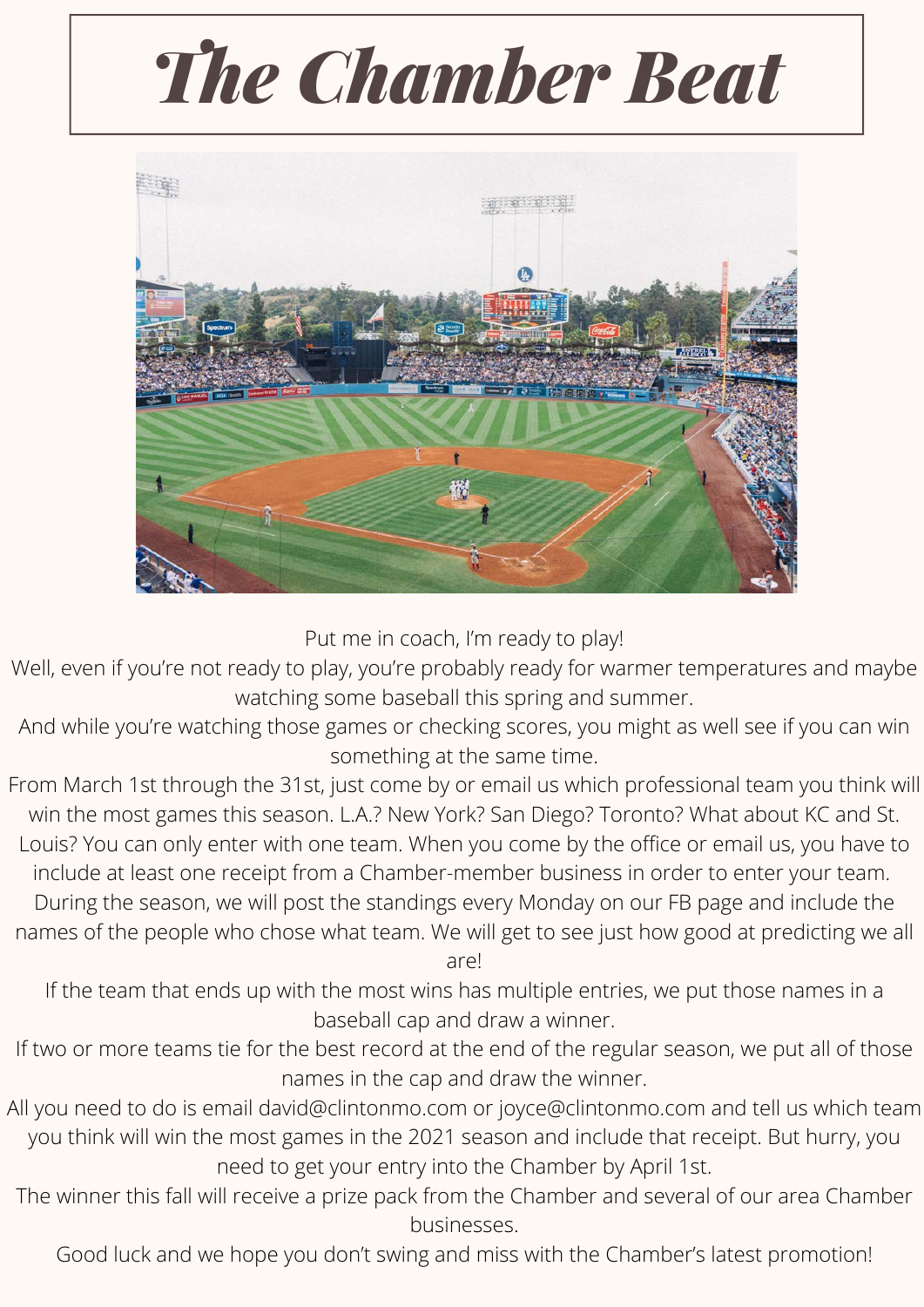# The Chamber Beat

Put me in coach, I'm ready to play!

Well, even if you're not ready to play, you're probably ready for warmer temperatures and maybe watching some baseball this spring and summer.

And while you're watching those games or checking scores, you might as well see if you can win something at the same time.

From March 1st through the 31st, just come by or email us which professional team you think will win the most games this season. L.A.? New York? San Diego? Toronto? What about KC and St. Louis? You can only enter with one team. When you come by the office or email us, you have to include at least one receipt from a Chamber-member business in order to enter your team.

During the season, we will post the standings every Monday on our FB page and include the names of the people who chose what team. We will get to see just how good at predicting we all are!

If the team that ends up with the most wins has multiple entries, we put those names in a baseball cap and draw a winner.

If two or more teams tie for the best record at the end of the regular season, we put all of those names in the cap and draw the winner.

All you need to do is email david@clintonmo.com or joyce@clintonmo.com and tell us which team you think will win the most games in the 2021 season and include that receipt. But hurry, you need to get your entry into the Chamber by April 1st.

The winner this fall will receive a prize pack from the Chamber and several of our area Chamber businesses.

Good luck and we hope you don't swing and miss with the Chamber's latest promotion!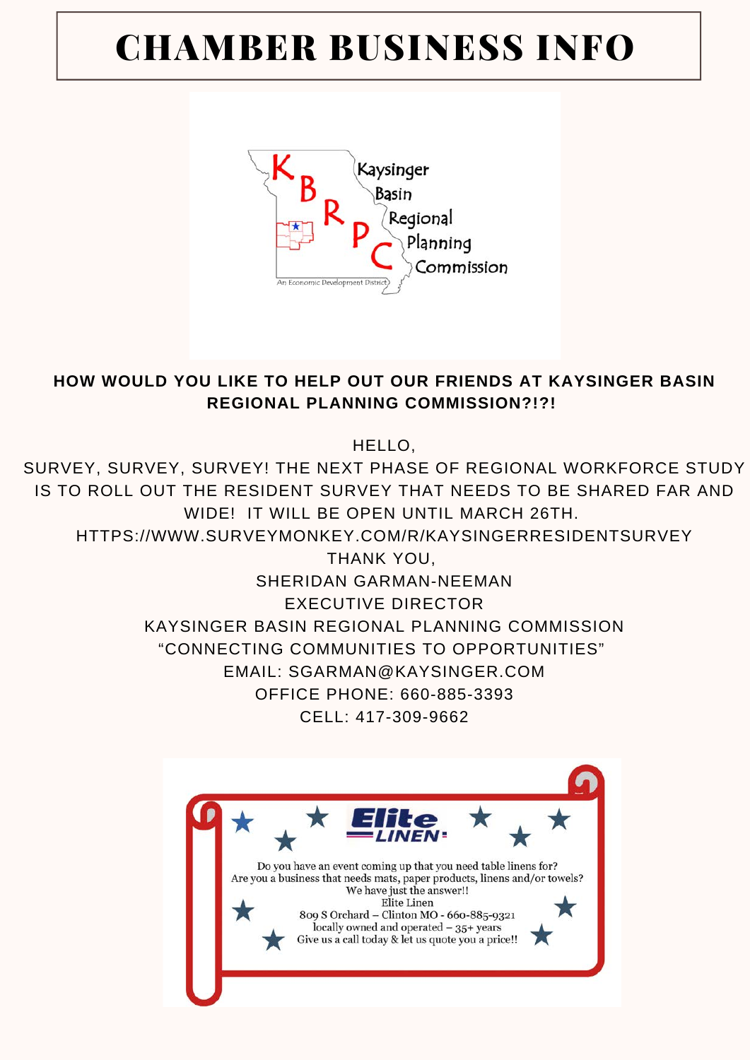# CHAMBER BUSINESS INFO

Kaysinger Basin Regional Planning Commission

An Economic Development District

**HOW WOULD YOU LIKE TO HELP OUT OUR FRIENDS AT KAYSINGER BASIN REGIONAL PLANNING COMMISSION?!?!**

HELLO,

SURVEY, SURVEY, SURVEY! THE NEXT PHASE OF REGIONAL WORKFORCE STUDY IS TO ROLL OUT THE RESIDENT SURVEY THAT NEEDS TO BE SHARED FAR AND WIDE! IT WILL BE OPEN UNTIL MARCH 26TH.

HTTPS://WWW.SURVEYMONKEY.COM/R/KAYSINGERRESIDENTSURVEY

THANK YOU,

SHERIDAN GARMAN-NEEMAN

EXECUTIVE DIRECTOR

KAYSINGER BASIN REGIONAL PLANNING COMMISSION

"CONNECTING COMMUNITIES TO OPPORTUNITIES"

EMAIL: SGARMAN@KAYSINGER.COM

OFFICE PHONE: 660-885-3393

CELL: 417-309-9662

**Elite LINEN**

Do you have an event coming up that you need table linens for?
Are you a business that needs mats, paper products, linens and/or towels?
We have just the answer!!
Elite Linen
809 S Orchard – Clinton MO - 660-885-9321
locally owned and operated – 35+ years
Give us a call today & let us quote you a price!!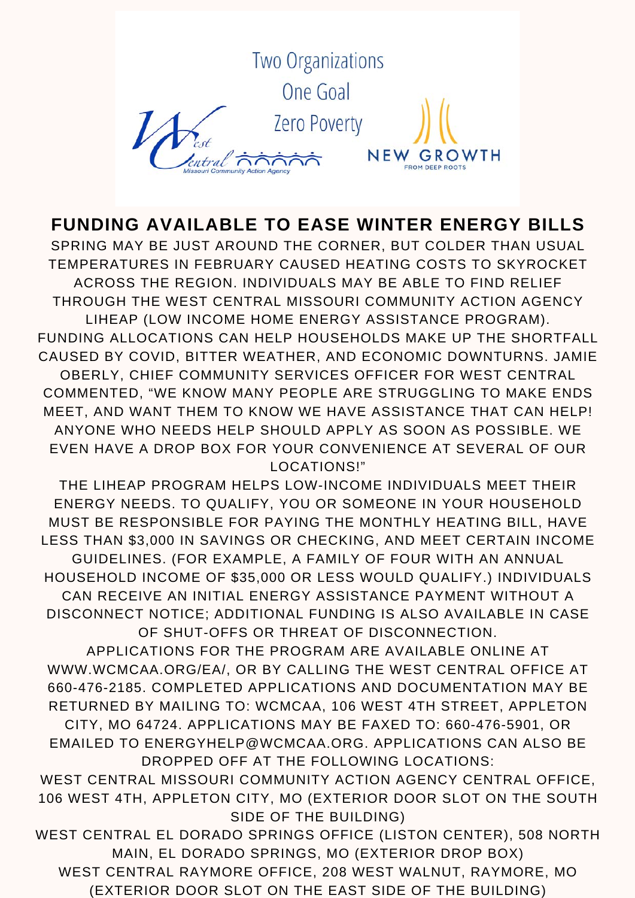Two Organizations
One Goal
Zero Poverty

West Central Missouri Community Action Agency

NEW GROWTH FROM DEEP ROOTS

## FUNDING AVAILABLE TO EASE WINTER ENERGY BILLS

SPRING MAY BE JUST AROUND THE CORNER, BUT COLDER THAN USUAL TEMPERATURES IN FEBRUARY CAUSED HEATING COSTS TO SKYROCKET ACROSS THE REGION. INDIVIDUALS MAY BE ABLE TO FIND RELIEF THROUGH THE WEST CENTRAL MISSOURI COMMUNITY ACTION AGENCY LIHEAP (LOW INCOME HOME ENERGY ASSISTANCE PROGRAM). FUNDING ALLOCATIONS CAN HELP HOUSEHOLDS MAKE UP THE SHORTFALL CAUSED BY COVID, BITTER WEATHER, AND ECONOMIC DOWNTURNS. JAMIE OBERLY, CHIEF COMMUNITY SERVICES OFFICER FOR WEST CENTRAL COMMENTED, "WE KNOW MANY PEOPLE ARE STRUGGLING TO MAKE ENDS MEET, AND WANT THEM TO KNOW WE HAVE ASSISTANCE THAT CAN HELP! ANYONE WHO NEEDS HELP SHOULD APPLY AS SOON AS POSSIBLE. WE EVEN HAVE A DROP BOX FOR YOUR CONVENIENCE AT SEVERAL OF OUR LOCATIONS!"

THE LIHEAP PROGRAM HELPS LOW-INCOME INDIVIDUALS MEET THEIR ENERGY NEEDS. TO QUALIFY, YOU OR SOMEONE IN YOUR HOUSEHOLD MUST BE RESPONSIBLE FOR PAYING THE MONTHLY HEATING BILL, HAVE LESS THAN $3,000 IN SAVINGS OR CHECKING, AND MEET CERTAIN INCOME GUIDELINES. (FOR EXAMPLE, A FAMILY OF FOUR WITH AN ANNUAL HOUSEHOLD INCOME OF $35,000 OR LESS WOULD QUALIFY.) INDIVIDUALS CAN RECEIVE AN INITIAL ENERGY ASSISTANCE PAYMENT WITHOUT A DISCONNECT NOTICE; ADDITIONAL FUNDING IS ALSO AVAILABLE IN CASE OF SHUT-OFFS OR THREAT OF DISCONNECTION.

APPLICATIONS FOR THE PROGRAM ARE AVAILABLE ONLINE AT WWW.WCMCAA.ORG/EA/, OR BY CALLING THE WEST CENTRAL OFFICE AT 660-476-2185. COMPLETED APPLICATIONS AND DOCUMENTATION MAY BE RETURNED BY MAILING TO: WCMCAA, 106 WEST 4TH STREET, APPLETON CITY, MO 64724. APPLICATIONS MAY BE FAXED TO: 660-476-5901, OR EMAILED TO ENERGYHELP@WCMCAA.ORG. APPLICATIONS CAN ALSO BE DROPPED OFF AT THE FOLLOWING LOCATIONS:

WEST CENTRAL MISSOURI COMMUNITY ACTION AGENCY CENTRAL OFFICE, 106 WEST 4TH, APPLETON CITY, MO (EXTERIOR DOOR SLOT ON THE SOUTH SIDE OF THE BUILDING)

WEST CENTRAL EL DORADO SPRINGS OFFICE (LISTON CENTER), 508 NORTH MAIN, EL DORADO SPRINGS, MO (EXTERIOR DROP BOX)

WEST CENTRAL RAYMORE OFFICE, 208 WEST WALNUT, RAYMORE, MO (EXTERIOR DOOR SLOT ON THE EAST SIDE OF THE BUILDING)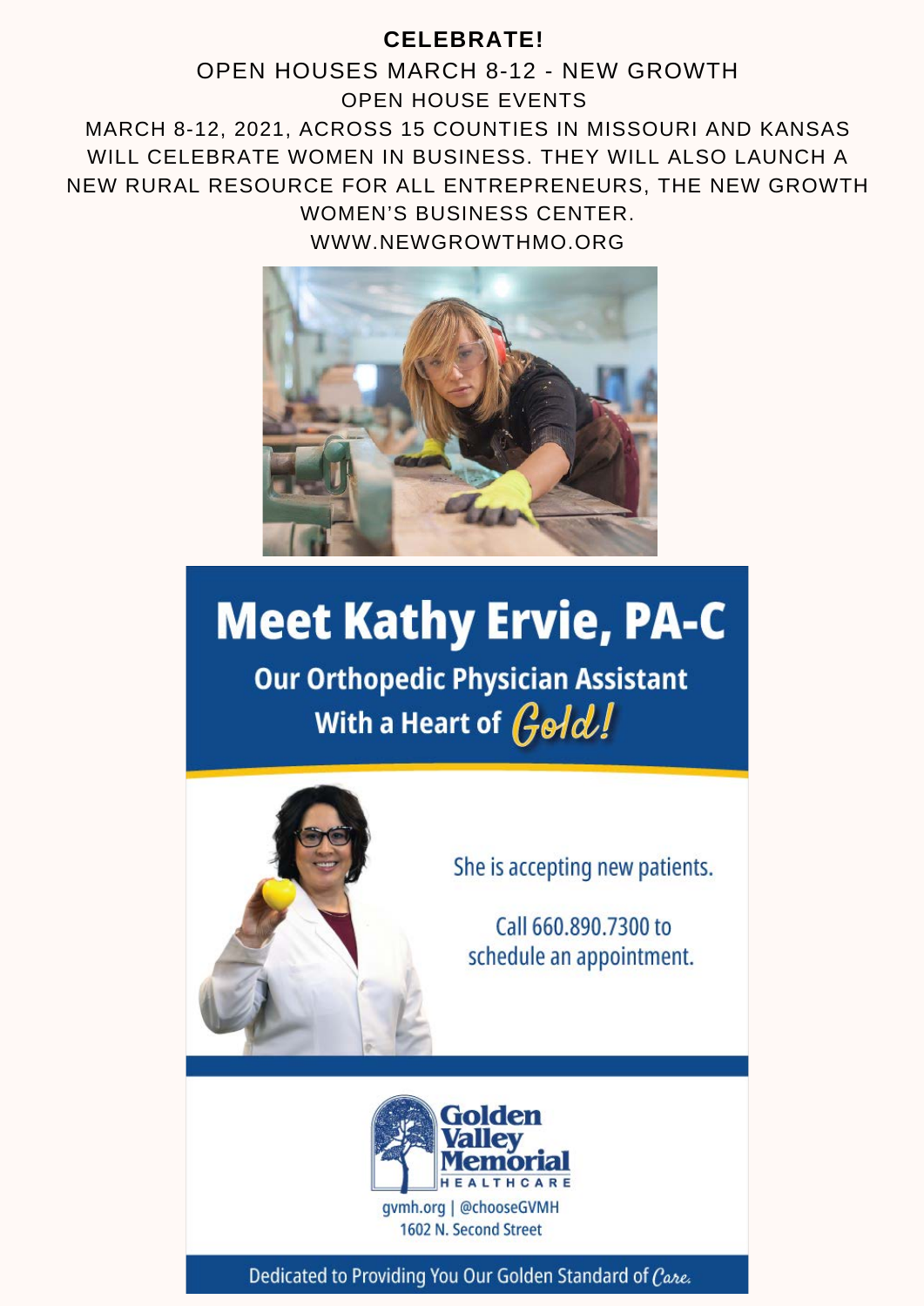**CELEBRATE!**

OPEN HOUSES MARCH 8-12 - NEW GROWTH

OPEN HOUSE EVENTS

MARCH 8-12, 2021, ACROSS 15 COUNTIES IN MISSOURI AND KANSAS WILL CELEBRATE WOMEN IN BUSINESS. THEY WILL ALSO LAUNCH A NEW RURAL RESOURCE FOR ALL ENTREPRENEURS, THE NEW GROWTH WOMEN'S BUSINESS CENTER.

WWW.NEWGROWTHMO.ORG

# Meet Kathy Ervie, PA-C

## Our Orthopedic Physician Assistant With a Heart of Gold!

She is accepting new patients.

Call 660.890.7300 to schedule an appointment.

**Golden Valley Memorial HEALTHCARE**

gvmh.org | @chooseGVMH

1602 N. Second Street

Dedicated to Providing You Our Golden Standard of Care.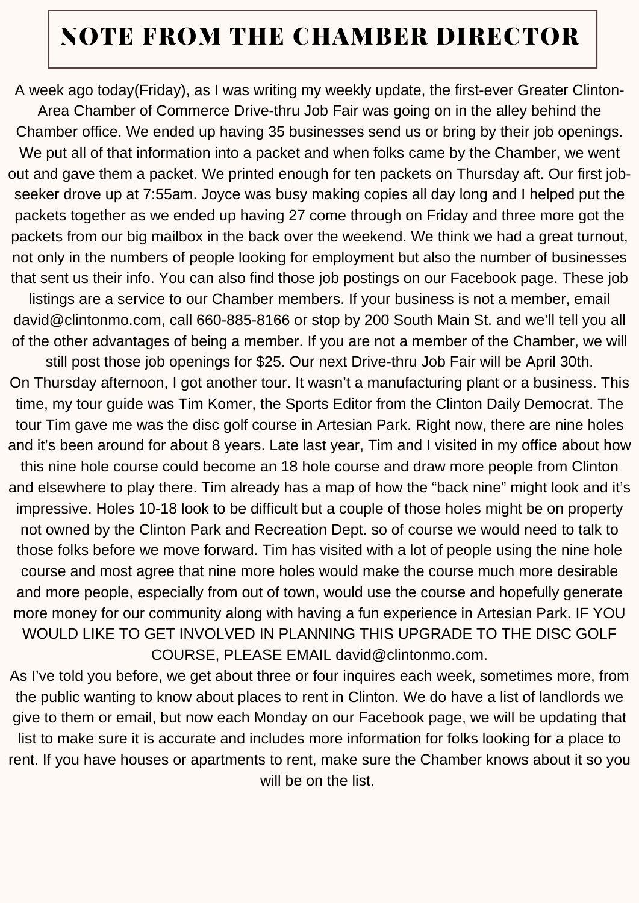# NOTE FROM THE CHAMBER DIRECTOR

A week ago today(Friday), as I was writing my weekly update, the first-ever Greater Clinton-Area Chamber of Commerce Drive-thru Job Fair was going on in the alley behind the Chamber office. We ended up having 35 businesses send us or bring by their job openings. We put all of that information into a packet and when folks came by the Chamber, we went out and gave them a packet. We printed enough for ten packets on Thursday aft. Our first job-seeker drove up at 7:55am. Joyce was busy making copies all day long and I helped put the packets together as we ended up having 27 come through on Friday and three more got the packets from our big mailbox in the back over the weekend. We think we had a great turnout, not only in the numbers of people looking for employment but also the number of businesses that sent us their info. You can also find those job postings on our Facebook page. These job listings are a service to our Chamber members. If your business is not a member, email david@clintonmo.com, call 660-885-8166 or stop by 200 South Main St. and we'll tell you all of the other advantages of being a member. If you are not a member of the Chamber, we will still post those job openings for $25. Our next Drive-thru Job Fair will be April 30th.

On Thursday afternoon, I got another tour. It wasn't a manufacturing plant or a business. This time, my tour guide was Tim Komer, the Sports Editor from the Clinton Daily Democrat. The tour Tim gave me was the disc golf course in Artesian Park. Right now, there are nine holes and it's been around for about 8 years. Late last year, Tim and I visited in my office about how this nine hole course could become an 18 hole course and draw more people from Clinton and elsewhere to play there. Tim already has a map of how the "back nine" might look and it's impressive. Holes 10-18 look to be difficult but a couple of those holes might be on property not owned by the Clinton Park and Recreation Dept. so of course we would need to talk to those folks before we move forward. Tim has visited with a lot of people using the nine hole course and most agree that nine more holes would make the course much more desirable and more people, especially from out of town, would use the course and hopefully generate more money for our community along with having a fun experience in Artesian Park. IF YOU WOULD LIKE TO GET INVOLVED IN PLANNING THIS UPGRADE TO THE DISC GOLF COURSE, PLEASE EMAIL david@clintonmo.com.

As I've told you before, we get about three or four inquires each week, sometimes more, from the public wanting to know about places to rent in Clinton. We do have a list of landlords we give to them or email, but now each Monday on our Facebook page, we will be updating that list to make sure it is accurate and includes more information for folks looking for a place to rent. If you have houses or apartments to rent, make sure the Chamber knows about it so you will be on the list.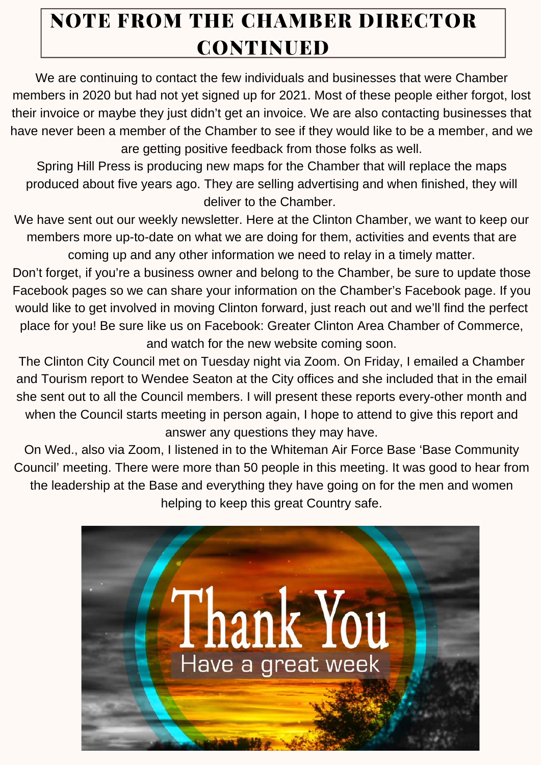# NOTE FROM THE CHAMBER DIRECTOR CONTINUED

We are continuing to contact the few individuals and businesses that were Chamber members in 2020 but had not yet signed up for 2021. Most of these people either forgot, lost their invoice or maybe they just didn't get an invoice. We are also contacting businesses that have never been a member of the Chamber to see if they would like to be a member, and we are getting positive feedback from those folks as well.

Spring Hill Press is producing new maps for the Chamber that will replace the maps produced about five years ago. They are selling advertising and when finished, they will deliver to the Chamber.

We have sent out our weekly newsletter. Here at the Clinton Chamber, we want to keep our members more up-to-date on what we are doing for them, activities and events that are coming up and any other information we need to relay in a timely matter.

Don't forget, if you're a business owner and belong to the Chamber, be sure to update those Facebook pages so we can share your information on the Chamber's Facebook page. If you would like to get involved in moving Clinton forward, just reach out and we'll find the perfect place for you! Be sure like us on Facebook: Greater Clinton Area Chamber of Commerce, and watch for the new website coming soon.

The Clinton City Council met on Tuesday night via Zoom. On Friday, I emailed a Chamber and Tourism report to Wendee Seaton at the City offices and she included that in the email she sent out to all the Council members. I will present these reports every-other month and when the Council starts meeting in person again, I hope to attend to give this report and answer any questions they may have.

On Wed., also via Zoom, I listened in to the Whiteman Air Force Base 'Base Community Council' meeting. There were more than 50 people in this meeting. It was good to hear from the leadership at the Base and everything they have going on for the men and women helping to keep this great Country safe.

Thank You

Have a great week